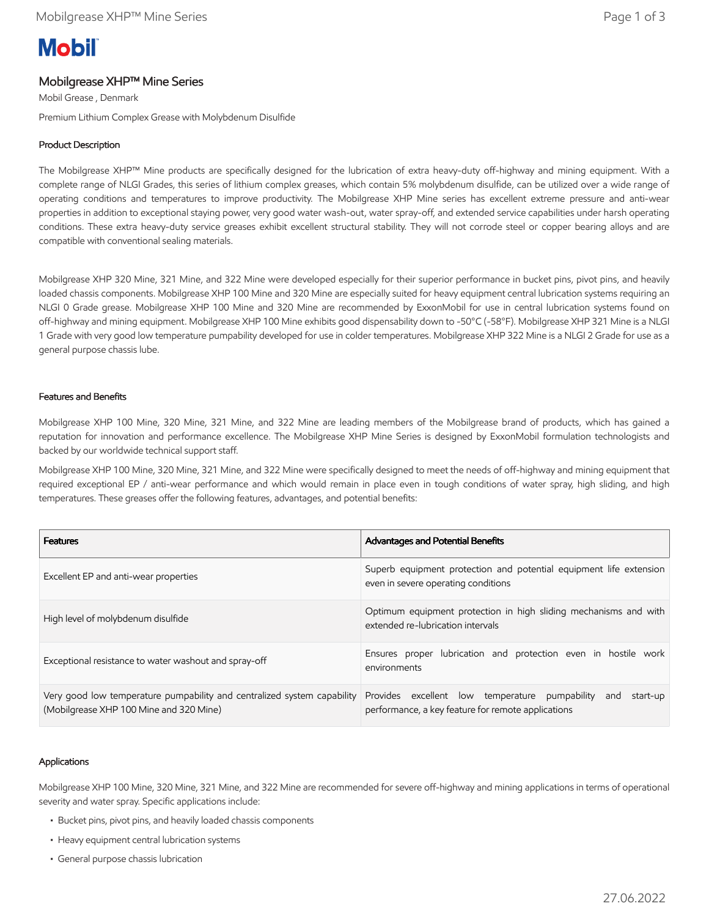# Mobilgrease XHP™ Mine Series

Mobil Grease , Denmark

Premium Lithium Complex Grease with Molybdenum Disulfide

## Product Description

The Mobilgrease XHP™ Mine products are specifically designed for the lubrication of extra heavy-duty off-highway and mining equipment. With a complete range of NLGI Grades, this series of lithium complex greases, which contain 5% molybdenum disulfide, can be utilized over a wide range of operating conditions and temperatures to improve productivity. The Mobilgrease XHP Mine series has excellent extreme pressure and anti-wear properties in addition to exceptional staying power, very good water wash-out, water spray-off, and extended service capabilities under harsh operating conditions. These extra heavy-duty service greases exhibit excellent structural stability. They will not corrode steel or copper bearing alloys and are compatible with conventional sealing materials.

Mobilgrease XHP 320 Mine, 321 Mine, and 322 Mine were developed especially for their superior performance in bucket pins, pivot pins, and heavily loaded chassis components. Mobilgrease XHP 100 Mine and 320 Mine are especially suited for heavy equipment central lubrication systems requiring an NLGI 0 Grade grease. Mobilgrease XHP 100 Mine and 320 Mine are recommended by ExxonMobil for use in central lubrication systems found on off-highway and mining equipment. Mobilgrease XHP 100 Mine exhibits good dispensability down to -50°C (-58°F). Mobilgrease XHP 321 Mine is a NLGI 1 Grade with very good low temperature pumpability developed for use in colder temperatures. Mobilgrease XHP 322 Mine is a NLGI 2 Grade for use as a general purpose chassis lube.

## Features and Benefits

Mobilgrease XHP 100 Mine, 320 Mine, 321 Mine, and 322 Mine are leading members of the Mobilgrease brand of products, which has gained a reputation for innovation and performance excellence. The Mobilgrease XHP Mine Series is designed by ExxonMobil formulation technologists and backed by our worldwide technical support staff.

Mobilgrease XHP 100 Mine, 320 Mine, 321 Mine, and 322 Mine were specifically designed to meet the needs of off-highway and mining equipment that required exceptional EP / anti-wear performance and which would remain in place even in tough conditions of water spray, high sliding, and high temperatures. These greases offer the following features, advantages, and potential benefits:

| Features | Advantages and Potential Benefits |
| --- | --- |
| Excellent EP and anti-wear properties | Superb equipment protection and potential equipment life extension even in severe operating conditions |
| High level of molybdenum disulfide | Optimum equipment protection in high sliding mechanisms and with extended re-lubrication intervals |
| Exceptional resistance to water washout and spray-off | Ensures proper lubrication and protection even in hostile work environments |
| Very good low temperature pumpability and centralized system capability (Mobilgrease XHP 100 Mine and 320 Mine) | Provides excellent low temperature pumpability and start-up performance, a key feature for remote applications |

## Applications

Mobilgrease XHP 100 Mine, 320 Mine, 321 Mine, and 322 Mine are recommended for severe off-highway and mining applications in terms of operational severity and water spray. Specific applications include:

- Bucket pins, pivot pins, and heavily loaded chassis components
- Heavy equipment central lubrication systems
- General purpose chassis lubrication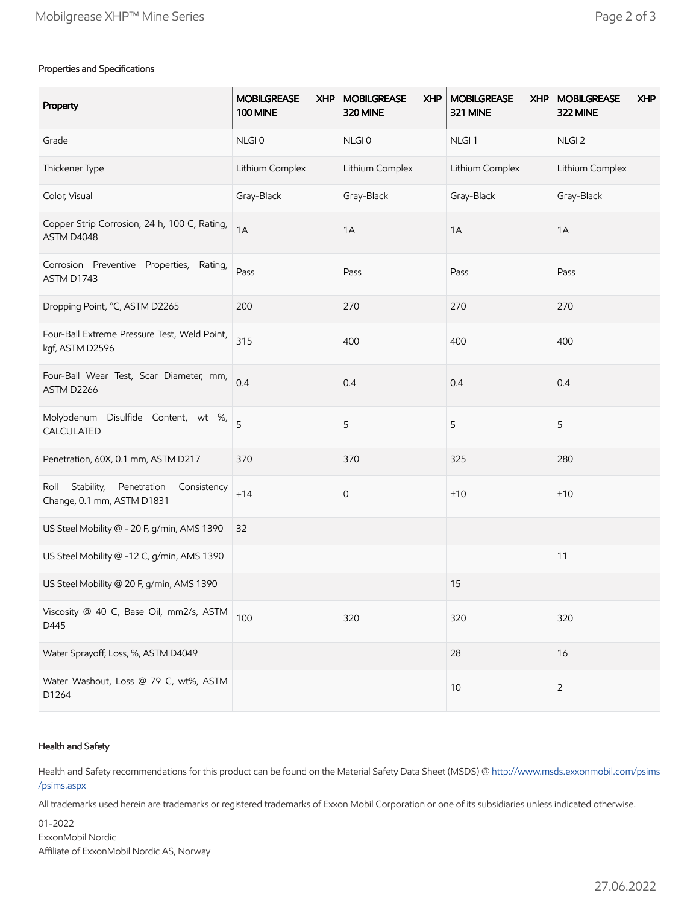### Properties and Specifications

| Property | MOBILGREASE XHP 100 MINE | MOBILGREASE XHP 320 MINE | MOBILGREASE XHP 321 MINE | MOBILGREASE XHP 322 MINE |
|---|---|---|---|---|
| Grade | NLGI 0 | NLGI 0 | NLGI 1 | NLGI 2 |
| Thickener Type | Lithium Complex | Lithium Complex | Lithium Complex | Lithium Complex |
| Color, Visual | Gray-Black | Gray-Black | Gray-Black | Gray-Black |
| Copper Strip Corrosion, 24 h, 100 C, Rating, ASTM D4048 | 1A | 1A | 1A | 1A |
| Corrosion Preventive Properties, Rating, ASTM D1743 | Pass | Pass | Pass | Pass |
| Dropping Point, °C, ASTM D2265 | 200 | 270 | 270 | 270 |
| Four-Ball Extreme Pressure Test, Weld Point, kgf, ASTM D2596 | 315 | 400 | 400 | 400 |
| Four-Ball Wear Test, Scar Diameter, mm, ASTM D2266 | 0.4 | 0.4 | 0.4 | 0.4 |
| Molybdenum Disulfide Content, wt %, CALCULATED | 5 | 5 | 5 | 5 |
| Penetration, 60X, 0.1 mm, ASTM D217 | 370 | 370 | 325 | 280 |
| Roll Stability, Penetration Consistency Change, 0.1 mm, ASTM D1831 | +14 | 0 | ±10 | ±10 |
| US Steel Mobility @ - 20 F, g/min, AMS 1390 | 32 | | | |
| US Steel Mobility @ -12 C, g/min, AMS 1390 | | | | 11 |
| US Steel Mobility @ 20 F, g/min, AMS 1390 | | | 15 | |
| Viscosity @ 40 C, Base Oil, mm2/s, ASTM D445 | 100 | 320 | 320 | 320 |
| Water Sprayoff, Loss, %, ASTM D4049 | | | 28 | 16 |
| Water Washout, Loss @ 79 C, wt%, ASTM D1264 | | | 10 | 2 |

### Health and Safety

Health and Safety recommendations for this product can be found on the Material Safety Data Sheet (MSDS) @ http://www.msds.exxonmobil.com/psims/psims.aspx

All trademarks used herein are trademarks or registered trademarks of Exxon Mobil Corporation or one of its subsidiaries unless indicated otherwise.

01-2022
ExxonMobil Nordic
Affiliate of ExxonMobil Nordic AS, Norway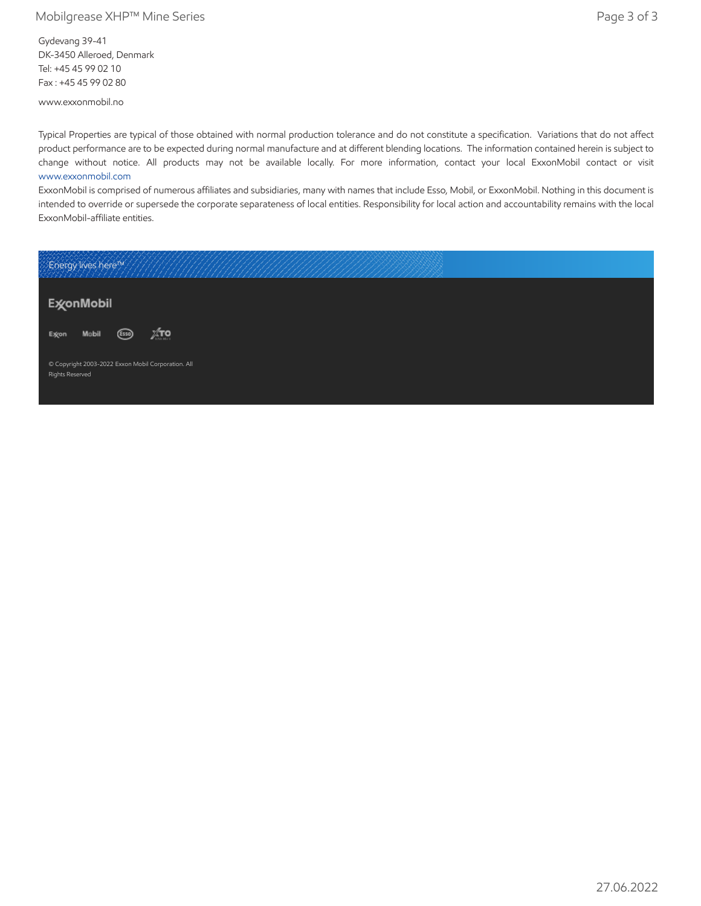Gydevang 39-41
DK-3450 Alleroed, Denmark
Tel: +45 45 99 02 10
Fax : +45 45 99 02 80

www.exxonmobil.no

Typical Properties are typical of those obtained with normal production tolerance and do not constitute a specification. Variations that do not affect product performance are to be expected during normal manufacture and at different blending locations. The information contained herein is subject to change without notice. All products may not be available locally. For more information, contact your local ExxonMobil contact or visit www.exxonmobil.com

ExxonMobil is comprised of numerous affiliates and subsidiaries, many with names that include Esso, Mobil, or ExxonMobil. Nothing in this document is intended to override or supersede the corporate separateness of local entities. Responsibility for local action and accountability remains with the local ExxonMobil-affiliate entities.

Energy lives here™

ExxonMobil

Exxon Mobil Esso XTO

© Copyright 2003-2022 Exxon Mobil Corporation. All Rights Reserved

27.06.2022